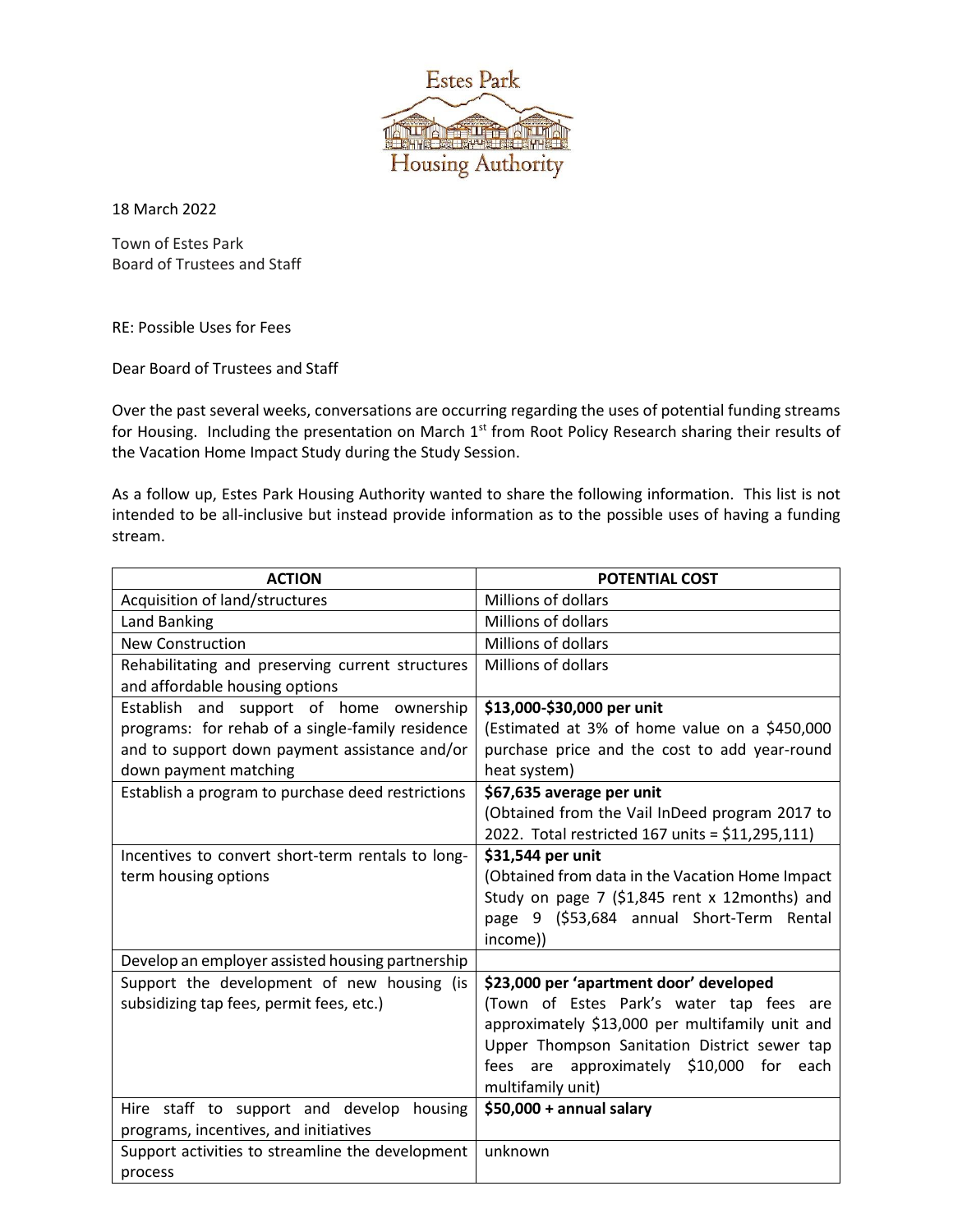Estes Park Housing Authority

18 March 2022

Town of Estes Park
Board of Trustees and Staff

RE: Possible Uses for Fees

Dear Board of Trustees and Staff

Over the past several weeks, conversations are occurring regarding the uses of potential funding streams for Housing. Including the presentation on March 1st from Root Policy Research sharing their results of the Vacation Home Impact Study during the Study Session.

As a follow up, Estes Park Housing Authority wanted to share the following information. This list is not intended to be all-inclusive but instead provide information as to the possible uses of having a funding stream.

| ACTION | POTENTIAL COST |
|---|---|
| Acquisition of land/structures | Millions of dollars |
| Land Banking | Millions of dollars |
| New Construction | Millions of dollars |
| Rehabilitating and preserving current structures and affordable housing options | Millions of dollars |
| Establish and support of home ownership programs: for rehab of a single-family residence and to support down payment assistance and/or down payment matching | **$13,000-$30,000 per unit** (Estimated at 3% of home value on a $450,000 purchase price and the cost to add year-round heat system) |
| Establish a program to purchase deed restrictions | **$67,635 average per unit** (Obtained from the Vail InDeed program 2017 to 2022. Total restricted 167 units = $11,295,111) |
| Incentives to convert short-term rentals to long-term housing options | **$31,544 per unit** (Obtained from data in the Vacation Home Impact Study on page 7 ($1,845 rent x 12months) and page 9 ($53,684 annual Short-Term Rental income)) |
| Develop an employer assisted housing partnership | |
| Support the development of new housing (is subsidizing tap fees, permit fees, etc.) | **$23,000 per 'apartment door' developed** (Town of Estes Park's water tap fees are approximately $13,000 per multifamily unit and Upper Thompson Sanitation District sewer tap fees are approximately $10,000 for each multifamily unit) |
| Hire staff to support and develop housing programs, incentives, and initiatives | **$50,000 + annual salary** |
| Support activities to streamline the development process | unknown |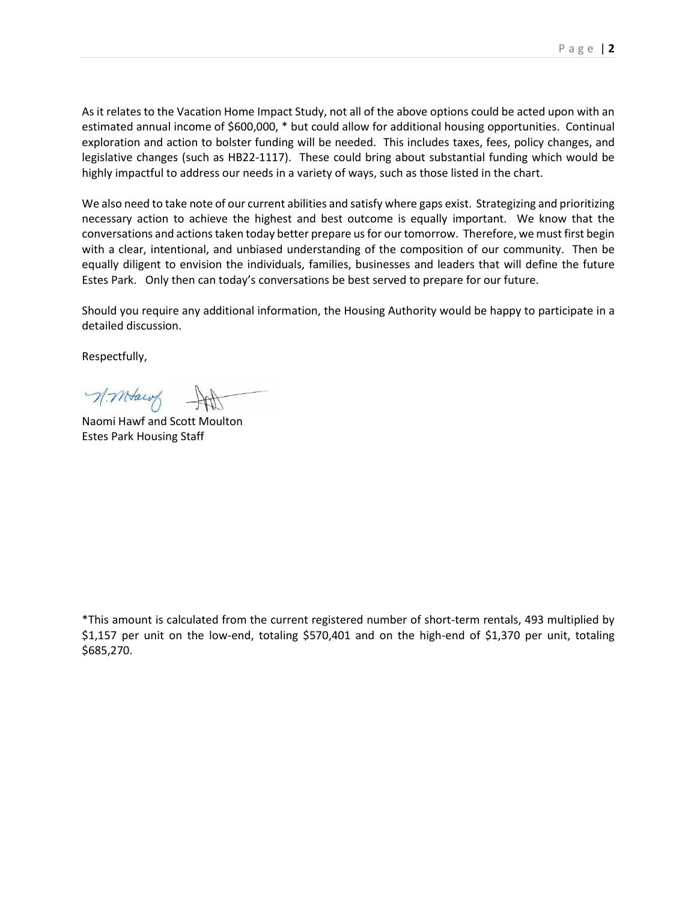As it relates to the Vacation Home Impact Study, not all of the above options could be acted upon with an estimated annual income of $600,000, * but could allow for additional housing opportunities. Continual exploration and action to bolster funding will be needed. This includes taxes, fees, policy changes, and legislative changes (such as HB22-1117). These could bring about substantial funding which would be highly impactful to address our needs in a variety of ways, such as those listed in the chart.

We also need to take note of our current abilities and satisfy where gaps exist. Strategizing and prioritizing necessary action to achieve the highest and best outcome is equally important. We know that the conversations and actions taken today better prepare us for our tomorrow. Therefore, we must first begin with a clear, intentional, and unbiased understanding of the composition of our community. Then be equally diligent to envision the individuals, families, businesses and leaders that will define the future Estes Park. Only then can today's conversations be best served to prepare for our future.

Should you require any additional information, the Housing Authority would be happy to participate in a detailed discussion.

Respectfully,

Naomi Hawf and Scott Moulton
Estes Park Housing Staff

*This amount is calculated from the current registered number of short-term rentals, 493 multiplied by $1,157 per unit on the low-end, totaling $570,401 and on the high-end of $1,370 per unit, totaling $685,270.